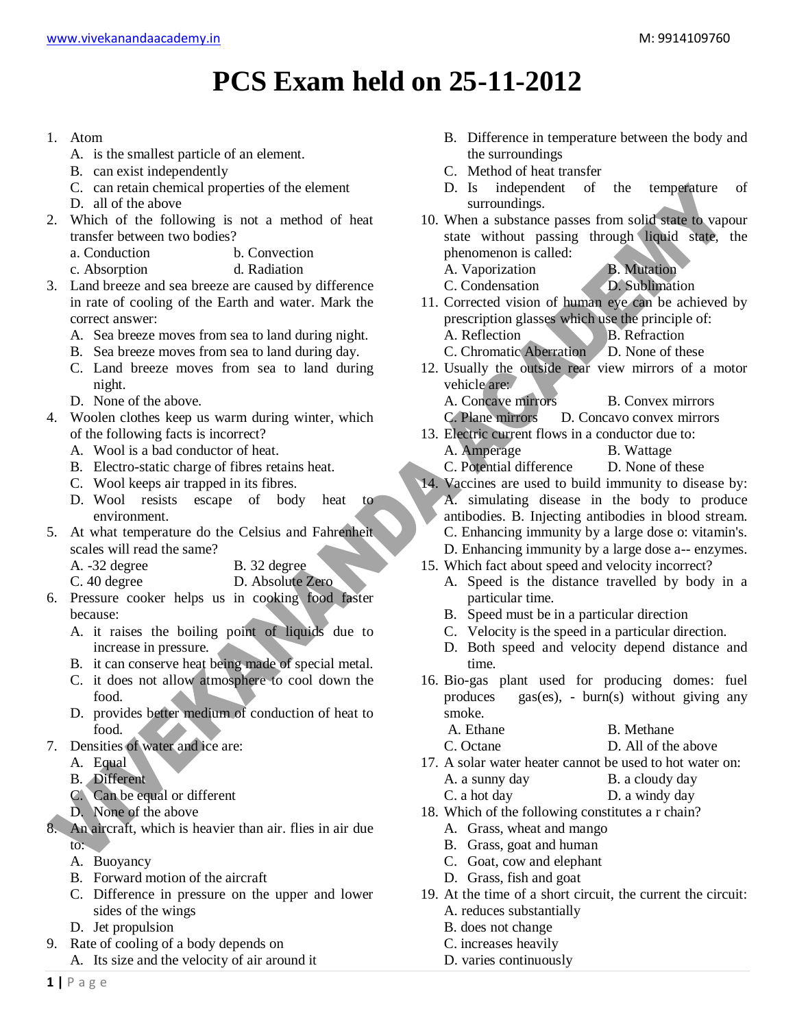# PCS Exam held on 25-11-2012

1. Atom
   A. is the smallest particle of an element.
   B. can exist independently
   C. can retain chemical properties of the element
   D. all of the above
2. Which of the following is not a method of heat transfer between two bodies?
   a. Conduction b. Convection
   c. Absorption d. Radiation
3. Land breeze and sea breeze are caused by difference in rate of cooling of the Earth and water. Mark the correct answer:
   A. Sea breeze moves from sea to land during night.
   B. Sea breeze moves from sea to land during day.
   C. Land breeze moves from sea to land during night.
   D. None of the above.
4. Woolen clothes keep us warm during winter, which of the following facts is incorrect?
   A. Wool is a bad conductor of heat.
   B. Electro-static charge of fibres retains heat.
   C. Wool keeps air trapped in its fibres.
   D. Wool resists escape of body heat to environment.
5. At what temperature do the Celsius and Fahrenheit scales will read the same?
   A. -32 degree B. 32 degree
   C. 40 degree D. Absolute Zero
6. Pressure cooker helps us in cooking food faster because:
   A. it raises the boiling point of liquids due to increase in pressure.
   B. it can conserve heat being made of special metal.
   C. it does not allow atmosphere to cool down the food.
   D. provides better medium of conduction of heat to food.
7. Densities of water and ice are:
   A. Equal
   B. Different
   C. Can be equal or different
   D. None of the above
8. An aircraft, which is heavier than air. flies in air due to:
   A. Buoyancy
   B. Forward motion of the aircraft
   C. Difference in pressure on the upper and lower sides of the wings
   D. Jet propulsion
9. Rate of cooling of a body depends on
   A. Its size and the velocity of air around it
   B. Difference in temperature between the body and the surroundings
   C. Method of heat transfer
   D. Is independent of the temperature of surroundings.
10. When a substance passes from solid state to vapour state without passing through liquid state, the phenomenon is called:
    A. Vaporization B. Mutation
    C. Condensation D. Sublimation
11. Corrected vision of human eye can be achieved by prescription glasses which use the principle of:
    A. Reflection B. Refraction
    C. Chromatic Aberration D. None of these
12. Usually the outside rear view mirrors of a motor vehicle are:
    A. Concave mirrors B. Convex mirrors
    C. Plane mirrors D. Concavo convex mirrors
13. Electric current flows in a conductor due to:
    A. Amperage B. Wattage
    C. Potential difference D. None of these
14. Vaccines are used to build immunity to disease by:
    A. simulating disease in the body to produce antibodies. B. Injecting antibodies in blood stream.
    C. Enhancing immunity by a large dose o: vitamin's.
    D. Enhancing immunity by a large dose a-- enzymes.
15. Which fact about speed and velocity incorrect?
    A. Speed is the distance travelled by body in a particular time.
    B. Speed must be in a particular direction
    C. Velocity is the speed in a particular direction.
    D. Both speed and velocity depend distance and time.
16. Bio-gas plant used for producing domes: fuel produces gas(es), - burn(s) without giving any smoke.
    A. Ethane B. Methane
    C. Octane D. All of the above
17. A solar water heater cannot be used to hot water on:
    A. a sunny day B. a cloudy day
    C. a hot day D. a windy day
18. Which of the following constitutes a r chain?
    A. Grass, wheat and mango
    B. Grass, goat and human
    C. Goat, cow and elephant
    D. Grass, fish and goat
19. At the time of a short circuit, the current the circuit:
    A. reduces substantially
    B. does not change
    C. increases heavily
    D. varies continuously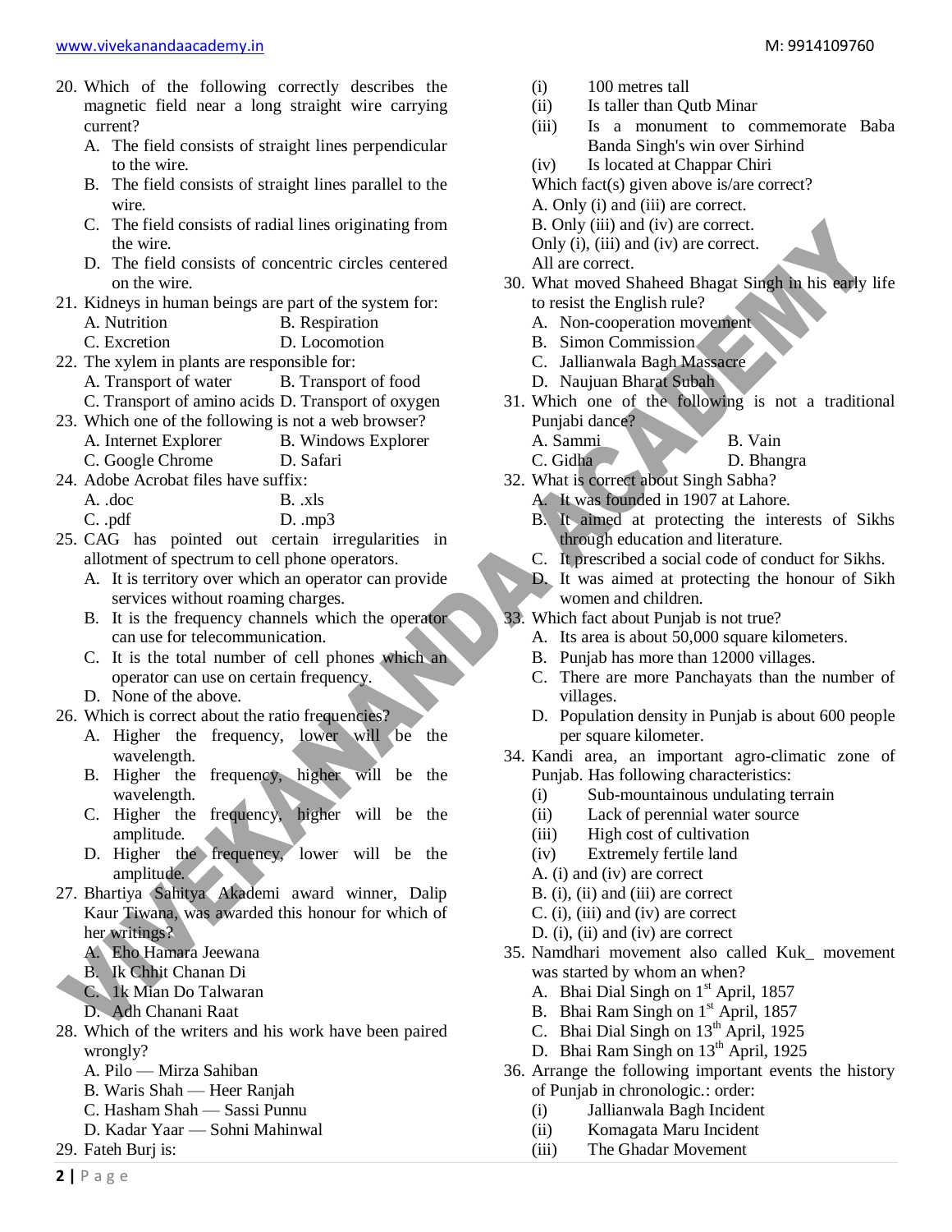20. Which of the following correctly describes the magnetic field near a long straight wire carrying current?
    A. The field consists of straight lines perpendicular to the wire.
    B. The field consists of straight lines parallel to the wire.
    C. The field consists of radial lines originating from the wire.
    D. The field consists of concentric circles centered on the wire.
21. Kidneys in human beings are part of the system for:
    A. Nutrition B. Respiration
    C. Excretion D. Locomotion
22. The xylem in plants are responsible for:
    A. Transport of water B. Transport of food
    C. Transport of amino acids D. Transport of oxygen
23. Which one of the following is not a web browser?
    A. Internet Explorer B. Windows Explorer
    C. Google Chrome D. Safari
24. Adobe Acrobat files have suffix:
    A. .doc B. .xls
    C. .pdf D. .mp3
25. CAG has pointed out certain irregularities in allotment of spectrum to cell phone operators.
    A. It is territory over which an operator can provide services without roaming charges.
    B. It is the frequency channels which the operator can use for telecommunication.
    C. It is the total number of cell phones which an operator can use on certain frequency.
    D. None of the above.
26. Which is correct about the ratio frequencies?
    A. Higher the frequency, lower will be the wavelength.
    B. Higher the frequency, higher will be the wavelength.
    C. Higher the frequency, higher will be the amplitude.
    D. Higher the frequency, lower will be the amplitude.
27. Bhartiya Sahitya Akademi award winner, Dalip Kaur Tiwana, was awarded this honour for which of her writings?
    A. Eho Hamara Jeewana
    B. Ik Chhit Chanan Di
    C. Ik Mian Do Talwaran
    D. Adh Chanani Raat
28. Which of the writers and his work have been paired wrongly?
    A. Pilo — Mirza Sahiban
    B. Waris Shah — Heer Ranjah
    C. Hasham Shah — Sassi Punnu
    D. Kadar Yaar — Sohni Mahinwal
29. Fateh Burj is:
    (i) 100 metres tall
    (ii) Is taller than Qutb Minar
    (iii) Is a monument to commemorate Baba Banda Singh's win over Sirhind
    (iv) Is located at Chappar Chiri
    
    Which fact(s) given above is/are correct?
    A. Only (i) and (iii) are correct.
    B. Only (iii) and (iv) are correct.
    Only (i), (iii) and (iv) are correct.
    All are correct.
30. What moved Shaheed Bhagat Singh in his early life to resist the English rule?
    A. Non-cooperation movement
    B. Simon Commission
    C. Jallianwala Bagh Massacre
    D. Naujuan Bharat Subah
31. Which one of the following is not a traditional Punjabi dance?
    A. Sammi B. Vain
    C. Gidha D. Bhangra
32. What is correct about Singh Sabha?
    A. It was founded in 1907 at Lahore.
    B. It aimed at protecting the interests of Sikhs through education and literature.
    C. It prescribed a social code of conduct for Sikhs.
    D. It was aimed at protecting the honour of Sikh women and children.
33. Which fact about Punjab is not true?
    A. Its area is about 50,000 square kilometers.
    B. Punjab has more than 12000 villages.
    C. There are more Panchayats than the number of villages.
    D. Population density in Punjab is about 600 people per square kilometer.
34. Kandi area, an important agro-climatic zone of Punjab. Has following characteristics:
    (i) Sub-mountainous undulating terrain
    (ii) Lack of perennial water source
    (iii) High cost of cultivation
    (iv) Extremely fertile land
    
    A. (i) and (iv) are correct
    B. (i), (ii) and (iii) are correct
    C. (i), (iii) and (iv) are correct
    D. (i), (ii) and (iv) are correct
35. Namdhari movement also called Kuk_ movement was started by whom an when?
    A. Bhai Dial Singh on 1st April, 1857
    B. Bhai Ram Singh on 1st April, 1857
    C. Bhai Dial Singh on 13th April, 1925
    D. Bhai Ram Singh on 13th April, 1925
36. Arrange the following important events the history of Punjab in chronologic.: order:
    (i) Jallianwala Bagh Incident
    (ii) Komagata Maru Incident
    (iii) The Ghadar Movement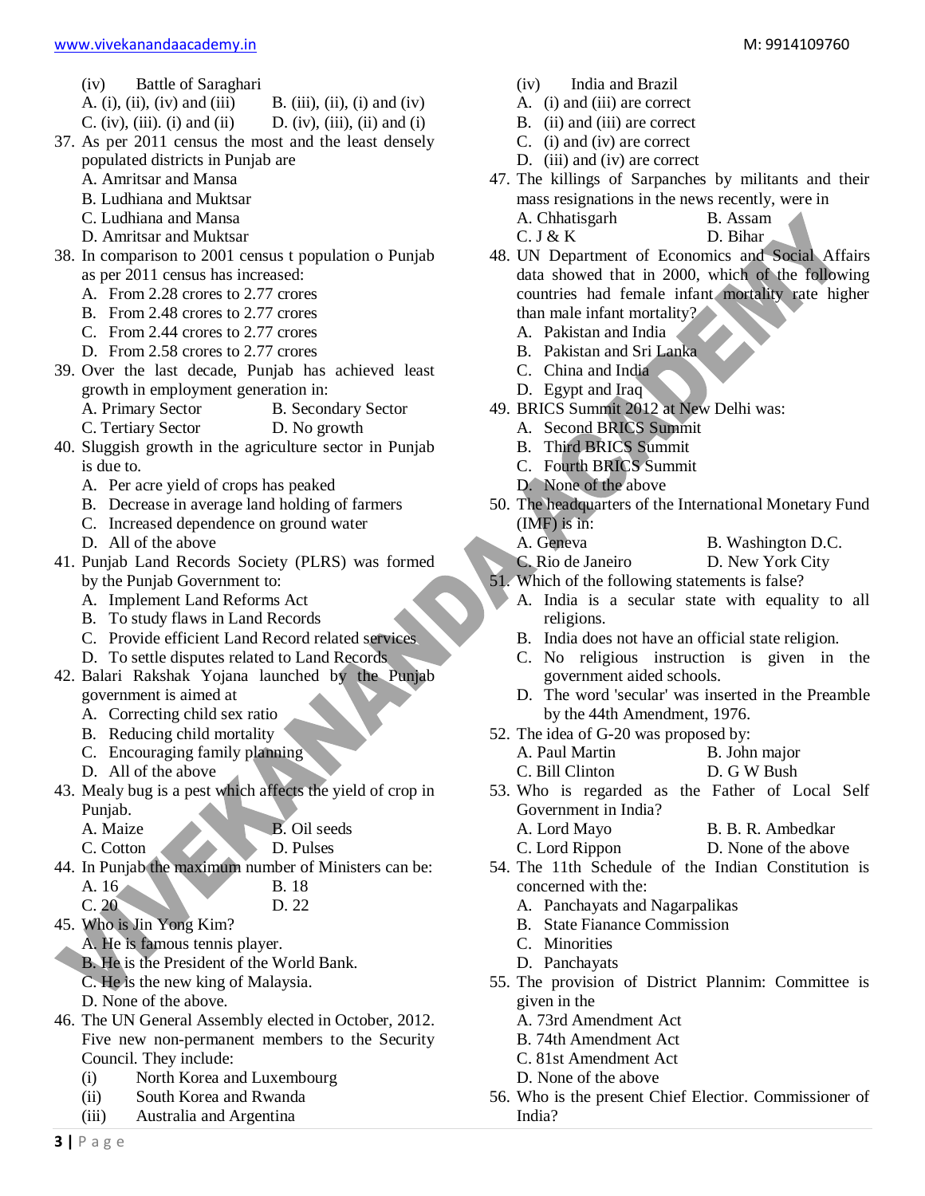(iv) Battle of Saraghari

A. (i), (ii), (iv) and (iii)  B. (iii), (ii), (i) and (iv)
C. (iv), (iii). (i) and (ii)  D. (iv), (iii), (ii) and (i)

37. As per 2011 census the most and the least densely populated districts in Punjab are
A. Amritsar and Mansa
B. Ludhiana and Muktsar
C. Ludhiana and Mansa
D. Amritsar and Muktsar

38. In comparison to 2001 census t population o Punjab as per 2011 census has increased:
A. From 2.28 crores to 2.77 crores
B. From 2.48 crores to 2.77 crores
C. From 2.44 crores to 2.77 crores
D. From 2.58 crores to 2.77 crores

39. Over the last decade, Punjab has achieved least growth in employment generation in:
A. Primary Sector  B. Secondary Sector
C. Tertiary Sector  D. No growth

40. Sluggish growth in the agriculture sector in Punjab is due to.
A. Per acre yield of crops has peaked
B. Decrease in average land holding of farmers
C. Increased dependence on ground water
D. All of the above

41. Punjab Land Records Society (PLRS) was formed by the Punjab Government to:
A. Implement Land Reforms Act
B. To study flaws in Land Records
C. Provide efficient Land Record related services
D. To settle disputes related to Land Records

42. Balari Rakshak Yojana launched by the Punjab government is aimed at
A. Correcting child sex ratio
B. Reducing child mortality
C. Encouraging family planning
D. All of the above

43. Mealy bug is a pest which affects the yield of crop in Punjab.
A. Maize  B. Oil seeds
C. Cotton  D. Pulses

44. In Punjab the maximum number of Ministers can be:
A. 16  B. 18
C. 20  D. 22

45. Who is Jin Yong Kim?
A. He is famous tennis player.
B. He is the President of the World Bank.
C. He is the new king of Malaysia.
D. None of the above.

46. The UN General Assembly elected in October, 2012. Five new non-permanent members to the Security Council. They include:
(i) North Korea and Luxembourg
(ii) South Korea and Rwanda
(iii) Australia and Argentina
(iv) India and Brazil
A. (i) and (iii) are correct
B. (ii) and (iii) are correct
C. (i) and (iv) are correct
D. (iii) and (iv) are correct

47. The killings of Sarpanches by militants and their mass resignations in the news recently, were in
A. Chhatisgarh  B. Assam
C. J & K  D. Bihar

48. UN Department of Economics and Social Affairs data showed that in 2000, which of the following countries had female infant mortality rate higher than male infant mortality?
A. Pakistan and India
B. Pakistan and Sri Lanka
C. China and India
D. Egypt and Iraq

49. BRICS Summit 2012 at New Delhi was:
A. Second BRICS Summit
B. Third BRICS Summit
C. Fourth BRICS Summit
D. None of the above

50. The headquarters of the International Monetary Fund (IMF) is in:
A. Geneva  B. Washington D.C.
C. Rio de Janeiro  D. New York City

51. Which of the following statements is false?
A. India is a secular state with equality to all religions.
B. India does not have an official state religion.
C. No religious instruction is given in the government aided schools.
D. The word 'secular' was inserted in the Preamble by the 44th Amendment, 1976.

52. The idea of G-20 was proposed by:
A. Paul Martin  B. John major
C. Bill Clinton  D. G W Bush

53. Who is regarded as the Father of Local Self Government in India?
A. Lord Mayo  B. B. R. Ambedkar
C. Lord Rippon  D. None of the above

54. The 11th Schedule of the Indian Constitution is concerned with the:
A. Panchayats and Nagarpalikas
B. State Fianance Commission
C. Minorities
D. Panchayats

55. The provision of District Plannim: Committee is given in the
A. 73rd Amendment Act
B. 74th Amendment Act
C. 81st Amendment Act
D. None of the above

56. Who is the present Chief Elector. Commissioner of India?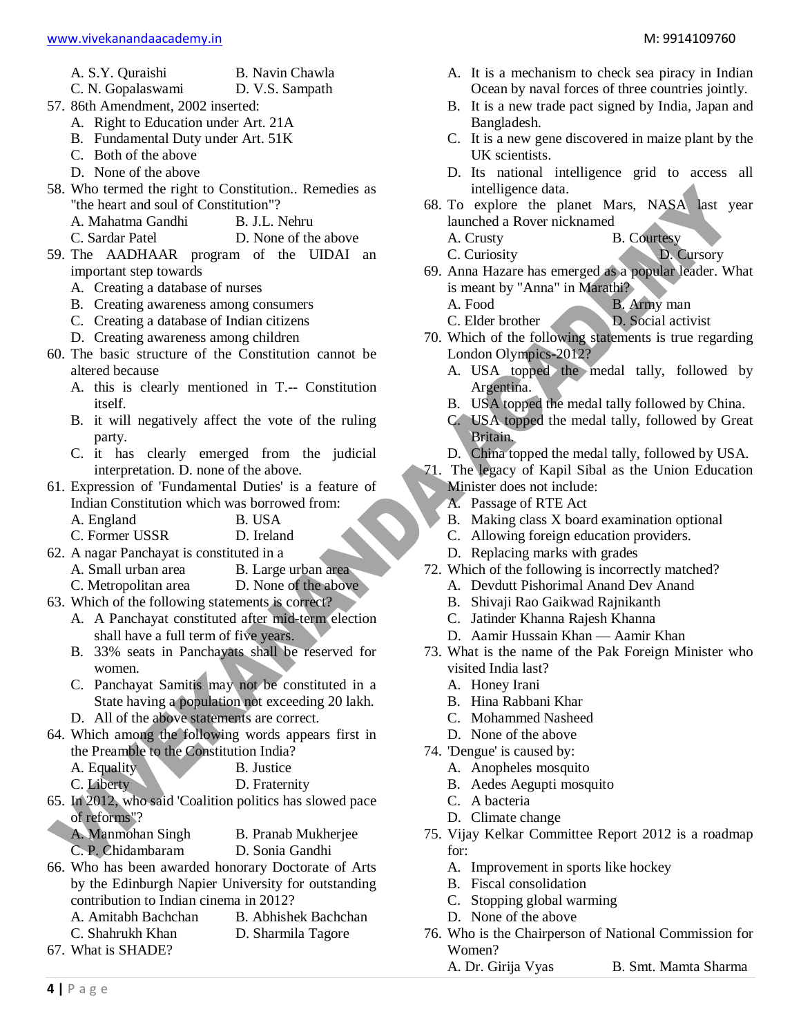A. S.Y. Quraishi B. Navin Chawla
C. N. Gopalaswami D. V.S. Sampath

57. 86th Amendment, 2002 inserted:
   A. Right to Education under Art. 21A
   B. Fundamental Duty under Art. 51K
   C. Both of the above
   D. None of the above

58. Who termed the right to Constitution.. Remedies as "the heart and soul of Constitution"?
   A. Mahatma Gandhi B. J.L. Nehru
   C. Sardar Patel D. None of the above

59. The AADHAAR program of the UIDAI an important step towards
   A. Creating a database of nurses
   B. Creating awareness among consumers
   C. Creating a database of Indian citizens
   D. Creating awareness among children

60. The basic structure of the Constitution cannot be altered because
   A. this is clearly mentioned in T.-- Constitution itself.
   B. it will negatively affect the vote of the ruling party.
   C. it has clearly emerged from the judicial interpretation. D. none of the above.

61. Expression of 'Fundamental Duties' is a feature of Indian Constitution which was borrowed from:
   A. England B. USA
   C. Former USSR D. Ireland

62. A nagar Panchayat is constituted in a
   A. Small urban area B. Large urban area
   C. Metropolitan area D. None of the above

63. Which of the following statements is correct?
   A. A Panchayat constituted after mid-term election shall have a full term of five years.
   B. 33% seats in Panchayats shall be reserved for women.
   C. Panchayat Samitis may not be constituted in a State having a population not exceeding 20 lakh.
   D. All of the above statements are correct.

64. Which among the following words appears first in the Preamble to the Constitution India?
   A. Equality B. Justice
   C. Liberty D. Fraternity

65. In 2012, who said 'Coalition politics has slowed pace of reforms"?
   A. Manmohan Singh B. Pranab Mukherjee
   C. P. Chidambaram D. Sonia Gandhi

66. Who has been awarded honorary Doctorate of Arts by the Edinburgh Napier University for outstanding contribution to Indian cinema in 2012?
   A. Amitabh Bachchan B. Abhishek Bachchan
   C. Shahrukh Khan D. Sharmila Tagore

67. What is SHADE?
   A. It is a mechanism to check sea piracy in Indian Ocean by naval forces of three countries jointly.
   B. It is a new trade pact signed by India, Japan and Bangladesh.
   C. It is a new gene discovered in maize plant by the UK scientists.
   D. Its national intelligence grid to access all intelligence data.

68. To explore the planet Mars, NASA last year launched a Rover nicknamed
   A. Crusty B. Courtesy
   C. Curiosity D. Cursory

69. Anna Hazare has emerged as a popular leader. What is meant by "Anna" in Marathi?
   A. Food B. Army man
   C. Elder brother D. Social activist

70. Which of the following statements is true regarding London Olympics-2012?
   A. USA topped the medal tally, followed by Argentina.
   B. USA topped the medal tally followed by China.
   C. USA topped the medal tally, followed by Great Britain.
   D. China topped the medal tally, followed by USA.

71. The legacy of Kapil Sibal as the Union Education Minister does not include:
   A. Passage of RTE Act
   B. Making class X board examination optional
   C. Allowing foreign education providers.
   D. Replacing marks with grades

72. Which of the following is incorrectly matched?
   A. Devdutt Pishorimal Anand Dev Anand
   B. Shivaji Rao Gaikwad Rajnikanth
   C. Jatinder Khanna Rajesh Khanna
   D. Aamir Hussain Khan — Aamir Khan

73. What is the name of the Pak Foreign Minister who visited India last?
   A. Honey Irani
   B. Hina Rabbani Khar
   C. Mohammed Nasheed
   D. None of the above

74. 'Dengue' is caused by:
   A. Anopheles mosquito
   B. Aedes Aegupti mosquito
   C. A bacteria
   D. Climate change

75. Vijay Kelkar Committee Report 2012 is a roadmap for:
   A. Improvement in sports like hockey
   B. Fiscal consolidation
   C. Stopping global warming
   D. None of the above

76. Who is the Chairperson of National Commission for Women?
   A. Dr. Girija Vyas B. Smt. Mamta Sharma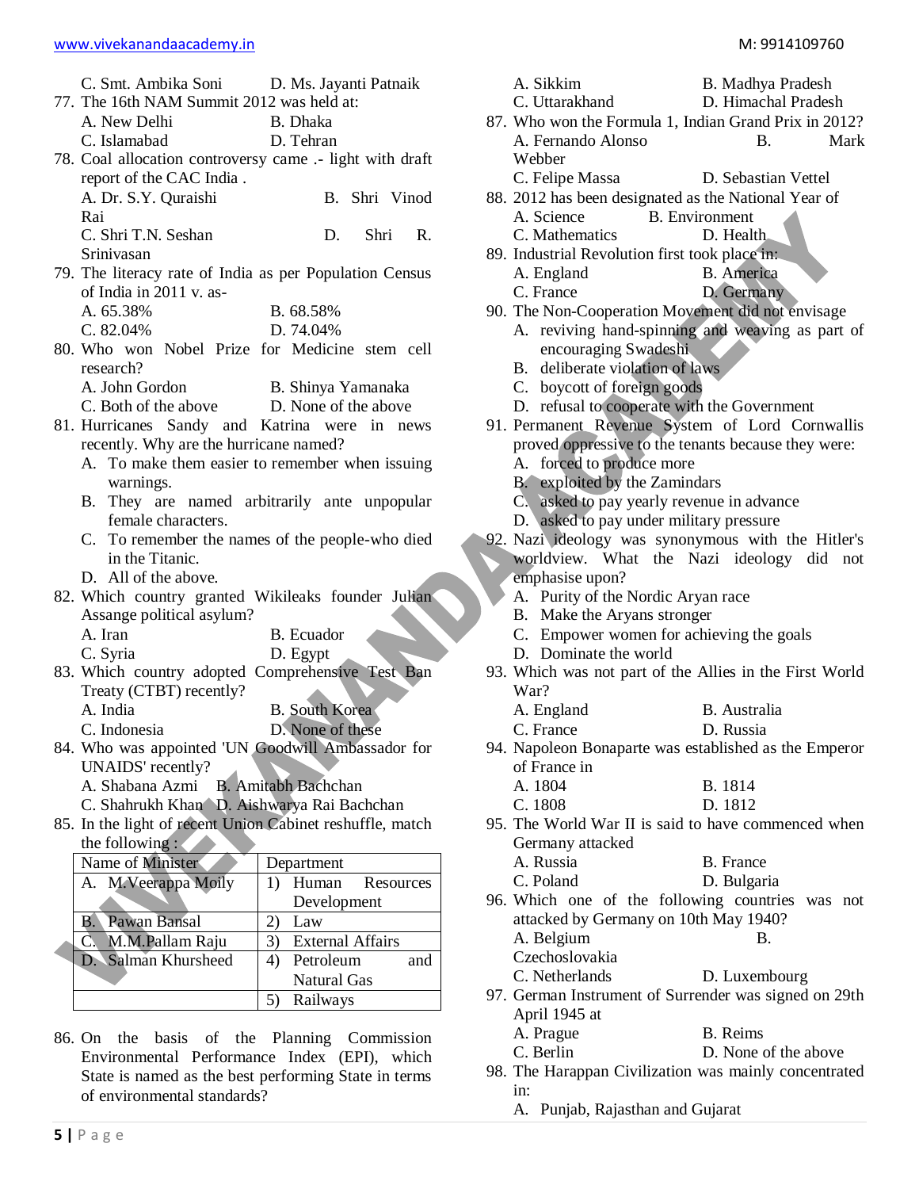C. Smt. Ambika Soni D. Ms. Jayanti Patnaik

77. The 16th NAM Summit 2012 was held at:
A. New Delhi B. Dhaka
C. Islamabad D. Tehran

78. Coal allocation controversy came .- light with draft report of the CAC India .
A. Dr. S.Y. Quraishi B. Shri Vinod Rai
C. Shri T.N. Seshan D. Shri R. Srinivasan

79. The literacy rate of India as per Population Census of India in 2011 v. as-
A. 65.38% B. 68.58%
C. 82.04% D. 74.04%

80. Who won Nobel Prize for Medicine stem cell research?
A. John Gordon B. Shinya Yamanaka
C. Both of the above D. None of the above

81. Hurricanes Sandy and Katrina were in news recently. Why are the hurricane named?
A. To make them easier to remember when issuing warnings.
B. They are named arbitrarily ante unpopular female characters.
C. To remember the names of the people-who died in the Titanic.
D. All of the above.

82. Which country granted Wikileaks founder Julian Assange political asylum?
A. Iran B. Ecuador
C. Syria D. Egypt

83. Which country adopted Comprehensive Test Ban Treaty (CTBT) recently?
A. India B. South Korea
C. Indonesia D. None of these

84. Who was appointed 'UN Goodwill Ambassador for UNAIDS' recently?
A. Shabana Azmi B. Amitabh Bachchan
C. Shahrukh Khan D. Aishwarya Rai Bachchan

85. In the light of recent Union Cabinet reshuffle, match the following :

| Name of Minister | Department |
|---|---|
| A. M.Veerappa Moily | 1) Human Resources Development |
| B. Pawan Bansal | 2) Law |
| C. M.M.Pallam Raju | 3) External Affairs |
| D. Salman Khursheed | 4) Petroleum and Natural Gas |
| | 5) Railways |

86. On the basis of the Planning Commission Environmental Performance Index (EPI), which State is named as the best performing State in terms of environmental standards?
A. Sikkim B. Madhya Pradesh
C. Uttarakhand D. Himachal Pradesh

87. Who won the Formula 1, Indian Grand Prix in 2012?
A. Fernando Alonso B. Mark Webber
C. Felipe Massa D. Sebastian Vettel

88. 2012 has been designated as the National Year of
A. Science B. Environment
C. Mathematics D. Health

89. Industrial Revolution first took place in:
A. England B. America
C. France D. Germany

90. The Non-Cooperation Movement did not envisage
A. reviving hand-spinning and weaving as part of encouraging Swadeshi
B. deliberate violation of laws
C. boycott of foreign goods
D. refusal to cooperate with the Government

91. Permanent Revenue System of Lord Cornwallis proved oppressive to the tenants because they were:
A. forced to produce more
B. exploited by the Zamindars
C. asked to pay yearly revenue in advance
D. asked to pay under military pressure

92. Nazi ideology was synonymous with the Hitler's worldview. What the Nazi ideology did not emphasise upon?
A. Purity of the Nordic Aryan race
B. Make the Aryans stronger
C. Empower women for achieving the goals
D. Dominate the world

93. Which was not part of the Allies in the First World War?
A. England B. Australia
C. France D. Russia

94. Napoleon Bonaparte was established as the Emperor of France in
A. 1804 B. 1814
C. 1808 D. 1812

95. The World War II is said to have commenced when Germany attacked
A. Russia B. France
C. Poland D. Bulgaria

96. Which one of the following countries was not attacked by Germany on 10th May 1940?
A. Belgium B. Czechoslovakia
C. Netherlands D. Luxembourg

97. German Instrument of Surrender was signed on 29th April 1945 at
A. Prague B. Reims
C. Berlin D. None of the above

98. The Harappan Civilization was mainly concentrated in:
A. Punjab, Rajasthan and Gujarat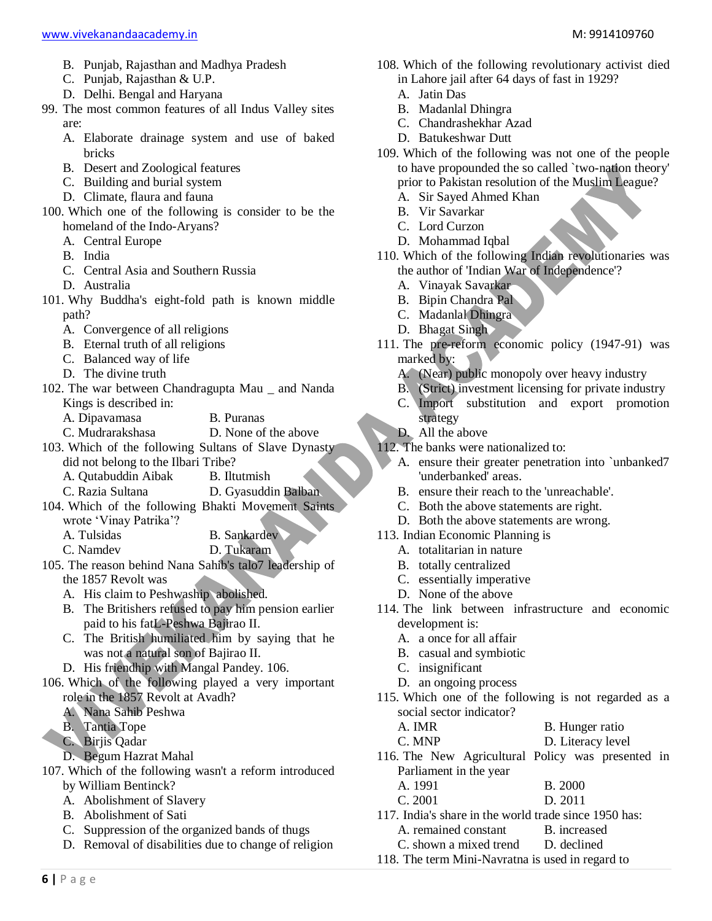B. Punjab, Rajasthan and Madhya Pradesh
C. Punjab, Rajasthan & U.P.
D. Delhi. Bengal and Haryana

99. The most common features of all Indus Valley sites are:
A. Elaborate drainage system and use of baked bricks
B. Desert and Zoological features
C. Building and burial system
D. Climate, flaura and fauna

100. Which one of the following is consider to be the homeland of the Indo-Aryans?
A. Central Europe
B. India
C. Central Asia and Southern Russia
D. Australia

101. Why Buddha's eight-fold path is known middle path?
A. Convergence of all religions
B. Eternal truth of all religions
C. Balanced way of life
D. The divine truth

102. The war between Chandragupta Mau _ and Nanda Kings is described in:
A. Dipavamasa B. Puranas
C. Mudrarakshasa D. None of the above

103. Which of the following Sultans of Slave Dynasty did not belong to the Ilbari Tribe?
A. Qutabuddin Aibak B. Iltutmish
C. Razia Sultana D. Gyasuddin Balban

104. Which of the following Bhakti Movement Saints wrote 'Vinay Patrika'?
A. Tulsidas B. Sankardev
C. Namdev D. Tukaram

105. The reason behind Nana Sahib's talo7 leadership of the 1857 Revolt was
A. His claim to Peshwaship abolished.
B. The Britishers refused to pay him pension earlier paid to his fatL-Peshwa Bajirao II.
C. The British humiliated him by saying that he was not a natural son of Bajirao II.
D. His friendship with Mangal Pandey. 106.

106. Which of the following played a very important role in the 1857 Revolt at Avadh?
A. Nana Sahib Peshwa
B. Tantia Tope
C. Birjis Qadar
D. Begum Hazrat Mahal

107. Which of the following wasn't a reform introduced by William Bentinck?
A. Abolishment of Slavery
B. Abolishment of Sati
C. Suppression of the organized bands of thugs
D. Removal of disabilities due to change of religion

108. Which of the following revolutionary activist died in Lahore jail after 64 days of fast in 1929?
A. Jatin Das
B. Madanlal Dhingra
C. Chandrashekhar Azad
D. Batukeshwar Dutt

109. Which of the following was not one of the people to have propounded the so called `two-nation theory' prior to Pakistan resolution of the Muslim League?
A. Sir Sayed Ahmed Khan
B. Vir Savarkar
C. Lord Curzon
D. Mohammad Iqbal

110. Which of the following Indian revolutionaries was the author of 'Indian War of Independence'?
A. Vinayak Savarkar
B. Bipin Chandra Pal
C. Madanlal Dhingra
D. Bhagat Singh

111. The pre-reform economic policy (1947-91) was marked by:
A. (Near) public monopoly over heavy industry
B. (Strict) investment licensing for private industry
C. Import substitution and export promotion strategy
D. All the above

112. The banks were nationalized to:
A. ensure their greater penetration into `unbanked7 'underbanked' areas.
B. ensure their reach to the 'unreachable'.
C. Both the above statements are right.
D. Both the above statements are wrong.

113. Indian Economic Planning is
A. totalitarian in nature
B. totally centralized
C. essentially imperative
D. None of the above

114. The link between infrastructure and economic development is:
A. a once for all affair
B. casual and symbiotic
C. insignificant
D. an ongoing process

115. Which one of the following is not regarded as a social sector indicator?
A. IMR B. Hunger ratio
C. MNP D. Literacy level

116. The New Agricultural Policy was presented in Parliament in the year
A. 1991 B. 2000
C. 2001 D. 2011

117. India's share in the world trade since 1950 has:
A. remained constant B. increased
C. shown a mixed trend D. declined

118. The term Mini-Navratna is used in regard to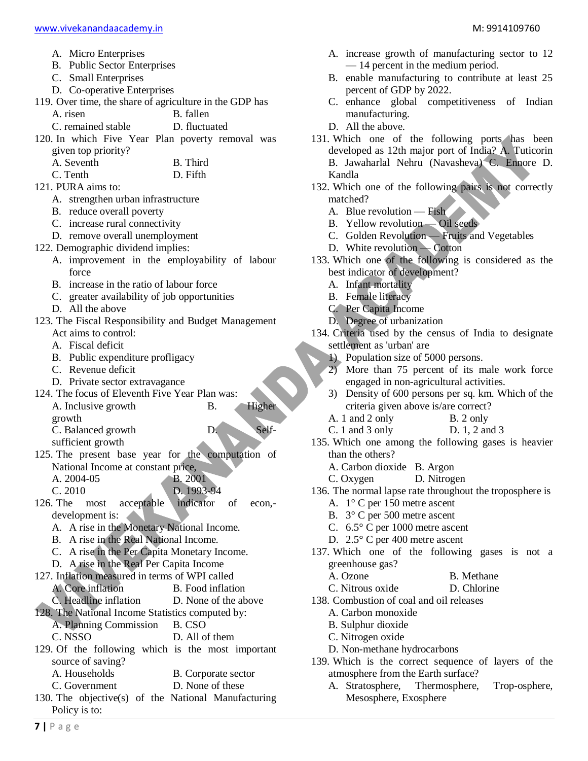A. Micro Enterprises
B. Public Sector Enterprises
C. Small Enterprises
D. Co-operative Enterprises

119. Over time, the share of agriculture in the GDP has
A. risen B. fallen
C. remained stable D. fluctuated

120. In which Five Year Plan poverty removal was given top priority?
A. Seventh B. Third
C. Tenth D. Fifth

121. PURA aims to:
A. strengthen urban infrastructure
B. reduce overall poverty
C. increase rural connectivity
D. remove overall unemployment

122. Demographic dividend implies:
A. improvement in the employability of labour force
B. increase in the ratio of labour force
C. greater availability of job opportunities
D. All the above

123. The Fiscal Responsibility and Budget Management Act aims to control:
A. Fiscal deficit
B. Public expenditure profligacy
C. Revenue deficit
D. Private sector extravagance

124. The focus of Eleventh Five Year Plan was:
A. Inclusive growth B. Higher growth
C. Balanced growth D. Self-sufficient growth

125. The present base year for the computation of National Income at constant price,
A. 2004-05 B. 2001
C. 2010 D. 1993-94

126. The most acceptable indicator of econ,- development is:
A. A rise in the Monetary National Income.
B. A rise in the Real National Income.
C. A rise in the Per Capita Monetary Income.
D. A rise in the Real Per Capita Income

127. Inflation measured in terms of WPI called
A. Core inflation B. Food inflation
C. Headline inflation D. None of the above

128. The National Income Statistics computed by:
A. Planning Commission B. CSO
C. NSSO D. All of them

129. Of the following which is the most important source of saving?
A. Households B. Corporate sector
C. Government D. None of these

130. The objective(s) of the National Manufacturing Policy is to:
A. increase growth of manufacturing sector to 12 — 14 percent in the medium period.
B. enable manufacturing to contribute at least 25 percent of GDP by 2022.
C. enhance global competitiveness of Indian manufacturing.
D. All the above.

131. Which one of the following ports has been developed as 12th major port of India? A. Tuticorin B. Jawaharlal Nehru (Navasheva) C. Ennore D. Kandla

132. Which one of the following pairs is not correctly matched?
A. Blue revolution — Fish
B. Yellow revolution — Oil seeds
C. Golden Revolution — Fruits and Vegetables
D. White revolution — Cotton

133. Which one of the following is considered as the best indicator of development?
A. Infant mortality
B. Female literacy
C. Per Capita Income
D. Degree of urbanization

134. Criteria used by the census of India to designate settlement as 'urban' are
1) Population size of 5000 persons.
2) More than 75 percent of its male work force engaged in non-agricultural activities.
3) Density of 600 persons per sq. km. Which of the criteria given above is/are correct?
A. 1 and 2 only B. 2 only
C. 1 and 3 only D. 1, 2 and 3

135. Which one among the following gases is heavier than the others?
A. Carbon dioxide B. Argon
C. Oxygen D. Nitrogen

136. The normal lapse rate throughout the troposphere is
A. 1° C per 150 metre ascent
B. 3° C per 500 metre ascent
C. 6.5° C per 1000 metre ascent
D. 2.5° C per 400 metre ascent

137. Which one of the following gases is not a greenhouse gas?
A. Ozone B. Methane
C. Nitrous oxide D. Chlorine

138. Combustion of coal and oil releases
A. Carbon monoxide
B. Sulphur dioxide
C. Nitrogen oxide
D. Non-methane hydrocarbons

139. Which is the correct sequence of layers of the atmosphere from the Earth surface?
A. Stratosphere, Thermosphere, Trop-osphere, Mesosphere, Exosphere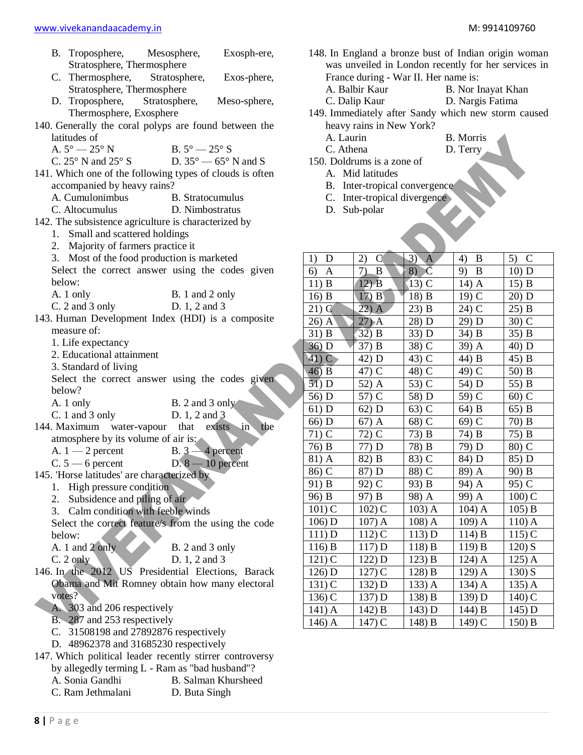B. Troposphere, Mesosphere, Exosph-ere, Stratosphere, Thermosphere
C. Thermosphere, Stratosphere, Exos-phere, Stratosphere, Thermosphere
D. Troposphere, Stratosphere, Meso-sphere, Thermosphere, Exosphere

140. Generally the coral polyps are found between the latitudes of
A. 5° — 25° N
B. 5° — 25° S
C. 25° N and 25° S
D. 35° — 65° N and S

141. Which one of the following types of clouds is often accompanied by heavy rains?
A. Cumulonimbus
B. Stratocumulus
C. Altocumulus
D. Nimbostratus

142. The subsistence agriculture is characterized by
1. Small and scattered holdings
2. Majority of farmers practice it
3. Most of the food production is marketed

Select the correct answer using the codes given below:
A. 1 only
B. 1 and 2 only
C. 2 and 3 only
D. 1, 2 and 3

143. Human Development Index (HDI) is a composite measure of:
1. Life expectancy
2. Educational attainment
3. Standard of living

Select the correct answer using the codes given below?
A. 1 only
B. 2 and 3 only
C. 1 and 3 only
D. 1, 2 and 3

144. Maximum water-vapour that exists in the atmosphere by its volume of air is:
A. 1 — 2 percent
B. 3 — 4 percent
C. 5 — 6 percent
D. 8 — 10 percent

145. 'Horse latitudes' are characterized by
1. High pressure condition
2. Subsidence and piling of air
3. Calm condition with feeble winds

Select the correct feature/s from the using the code below:
A. 1 and 2 only
B. 2 and 3 only
C. 2 only
D. 1, 2 and 3

146. In the 2012 US Presidential Elections, Barack Obama and Mit Romney obtain how many electoral votes?
A. 303 and 206 respectively
B. 287 and 253 respectively
C. 31508198 and 27892876 respectively
D. 48962378 and 31685230 respectively

147. Which political leader recently stirrer controversy by allegedly terming L - Ram as "bad husband"?
A. Sonia Gandhi
B. Salman Khursheed
C. Ram Jethmalani
D. Buta Singh

148. In England a bronze bust of Indian origin woman was unveiled in London recently for her services in France during - War II. Her name is:
A. Balbir Kaur
B. Nor Inayat Khan
C. Dalip Kaur
D. Nargis Fatima

149. Immediately after Sandy which new storm caused heavy rains in New York?
A. Laurin
B. Morris
C. Athena
D. Terry

150. Doldrums is a zone of
A. Mid latitudes
B. Inter-tropical convergence
C. Inter-tropical divergence
D. Sub-polar

| | | | | |
|---|---|---|---|---|
| 1) D | 2) C | 3) A | 4) B | 5) C |
| 6) A | 7) B | 8) C | 9) B | 10) D |
| 11) B | 12) B | 13) C | 14) A | 15) B |
| 16) B | 17) B | 18) B | 19) C | 20) D |
| 21) C | 22) A | 23) B | 24) C | 25) B |
| 26) A | 27) A | 28) D | 29) D | 30) C |
| 31) B | 32) B | 33) D | 34) B | 35) B |
| 36) D | 37) B | 38) C | 39) A | 40) D |
| 41) C | 42) D | 43) C | 44) B | 45) B |
| 46) B | 47) C | 48) C | 49) C | 50) B |
| 51) D | 52) A | 53) C | 54) D | 55) B |
| 56) D | 57) C | 58) D | 59) C | 60) C |
| 61) D | 62) D | 63) C | 64) B | 65) B |
| 66) D | 67) A | 68) C | 69) C | 70) B |
| 71) C | 72) C | 73) B | 74) B | 75) B |
| 76) B | 77) D | 78) B | 79) D | 80) C |
| 81) A | 82) B | 83) C | 84) D | 85) D |
| 86) C | 87) D | 88) C | 89) A | 90) B |
| 91) B | 92) C | 93) B | 94) A | 95) C |
| 96) B | 97) B | 98) A | 99) A | 100) C |
| 101) C | 102) C | 103) A | 104) A | 105) B |
| 106) D | 107) A | 108) A | 109) A | 110) A |
| 111) D | 112) C | 113) D | 114) B | 115) C |
| 116) B | 117) D | 118) B | 119) B | 120) S |
| 121) C | 122) D | 123) B | 124) A | 125) A |
| 126) D | 127) C | 128) B | 129) A | 130) S |
| 131) C | 132) D | 133) A | 134) A | 135) A |
| 136) C | 137) D | 138) B | 139) D | 140) C |
| 141) A | 142) B | 143) D | 144) B | 145) D |
| 146) A | 147) C | 148) B | 149) C | 150) B |